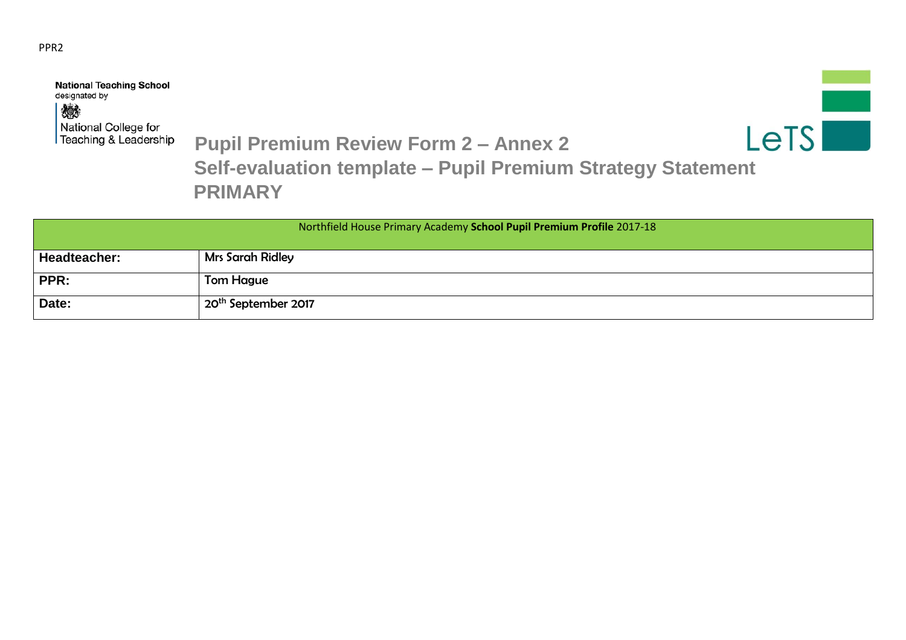PPR2

National Teaching School
designated by
National College for
Teaching & Leadership

# Pupil Premium Review Form 2 – Annex 2

## Self-evaluation template – Pupil Premium Strategy Statement

## PRIMARY

LeTS

| Northfield House Primary Academy **School Pupil Premium Profile** 2017-18 | |
|---|---|
| **Headteacher:** | Mrs Sarah Ridley |
| **PPR:** | Tom Hague |
| **Date:** | 20th September 2017 |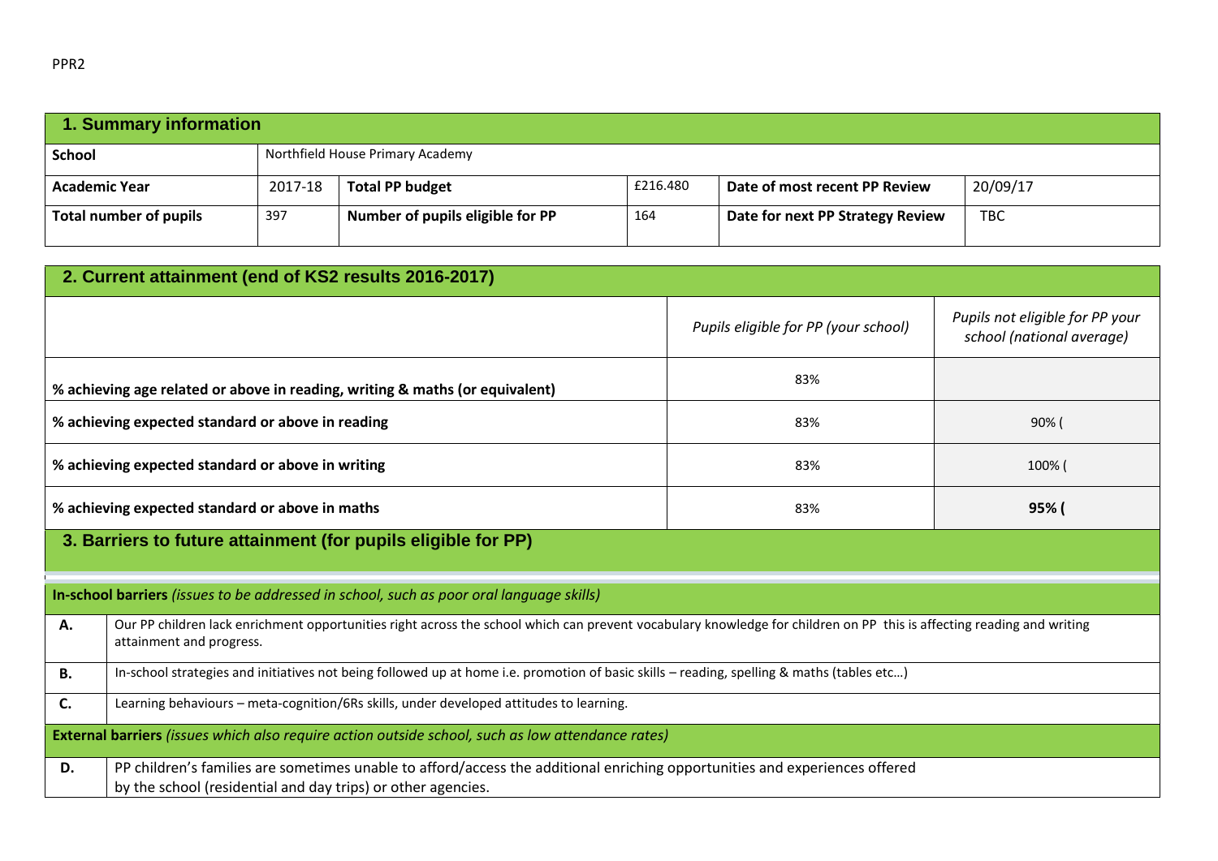PPR2

## 1. Summary information

| School | Northfield House Primary Academy | | | | |
|---|---|---|---|---|---|
| **Academic Year** | 2017-18 | **Total PP budget** | £216.480 | **Date of most recent PP Review** | 20/09/17 |
| **Total number of pupils** | 397 | **Number of pupils eligible for PP** | 164 | **Date for next PP Strategy Review** | TBC |

## 2. Current attainment (end of KS2 results 2016-2017)

| | *Pupils eligible for PP (your school)* | *Pupils not eligible for PP your school (national average)* |
|---|---|---|
| **% achieving age related or above in reading, writing & maths (or equivalent)** | 83% | |
| **% achieving expected standard or above in reading** | 83% | 90% ( |
| **% achieving expected standard or above in writing** | 83% | 100% ( |
| **% achieving expected standard or above in maths** | 83% | **95% (** |

## 3. Barriers to future attainment (for pupils eligible for PP)

| **In-school barriers** *(issues to be addressed in school, such as poor oral language skills)* | |
|---|---|
| **A.** | Our PP children lack enrichment opportunities right across the school which can prevent vocabulary knowledge for children on PP this is affecting reading and writing attainment and progress. |
| **B.** | In-school strategies and initiatives not being followed up at home i.e. promotion of basic skills – reading, spelling & maths (tables etc…) |
| **C.** | Learning behaviours – meta-cognition/6Rs skills, under developed attitudes to learning. |
| **External barriers** *(issues which also require action outside school, such as low attendance rates)* | |
| **D.** | PP children's families are sometimes unable to afford/access the additional enriching opportunities and experiences offered by the school (residential and day trips) or other agencies. |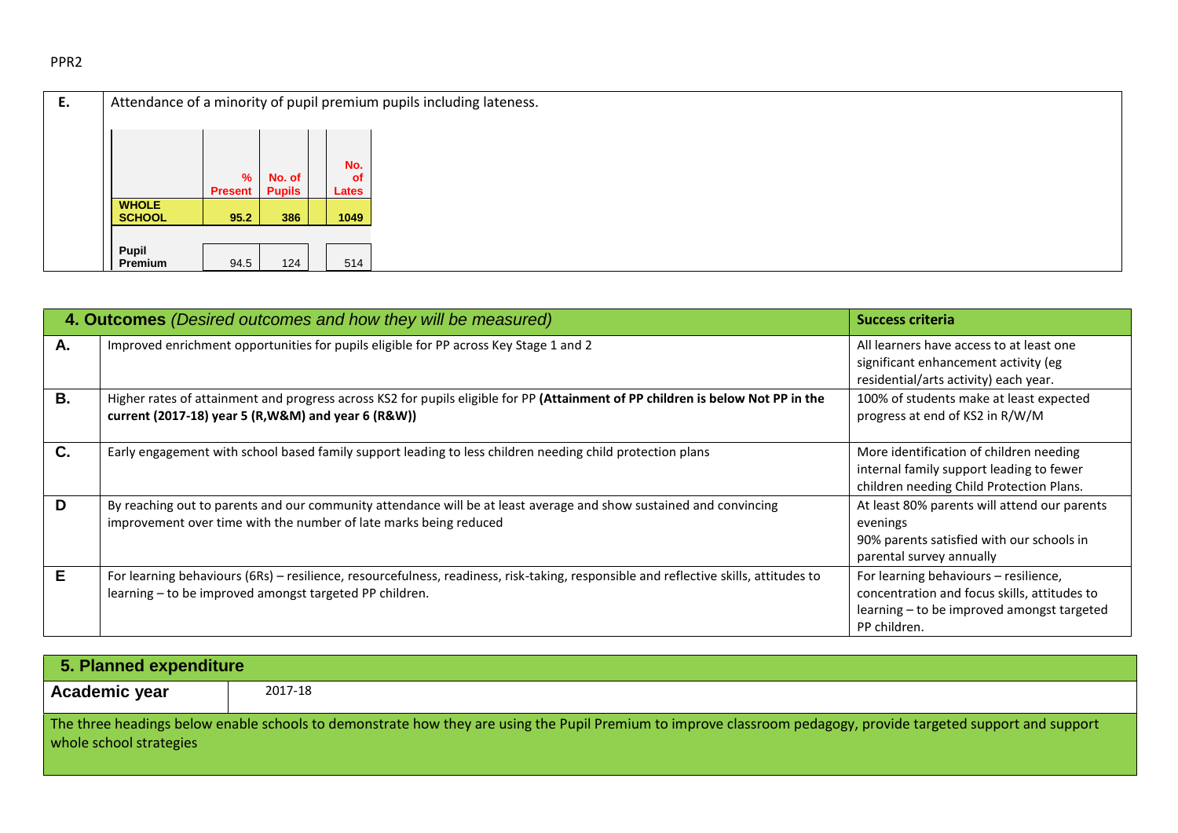| E. | Attendance of a minority of pupil premium pupils including lateness. |
|---|---|

| | % Present | No. of Pupils | | No. of Lates |
|---|---|---|---|---|
| **WHOLE SCHOOL** | **95.2** | **386** | | **1049** |
| **Pupil Premium** | 94.5 | 124 | | 514 |

| **4. Outcomes** *(Desired outcomes and how they will be measured)* | | **Success criteria** |
|---|---|---|
| **A.** | Improved enrichment opportunities for pupils eligible for PP across Key Stage 1 and 2 | All learners have access to at least one significant enhancement activity (eg residential/arts activity) each year. |
| **B.** | Higher rates of attainment and progress across KS2 for pupils eligible for PP **(Attainment of PP children is below Not PP in the current (2017-18) year 5 (R,W&M) and year 6 (R&W))** | 100% of students make at least expected progress at end of KS2 in R/W/M |
| **C.** | Early engagement with school based family support leading to less children needing child protection plans | More identification of children needing internal family support leading to fewer children needing Child Protection Plans. |
| **D** | By reaching out to parents and our community attendance will be at least average and show sustained and convincing improvement over time with the number of late marks being reduced | At least 80% parents will attend our parents evenings<br>90% parents satisfied with our schools in parental survey annually |
| **E** | For learning behaviours (6Rs) – resilience, resourcefulness, readiness, risk-taking, responsible and reflective skills, attitudes to learning – to be improved amongst targeted PP children. | For learning behaviours – resilience, concentration and focus skills, attitudes to learning – to be improved amongst targeted PP children. |

| **5. Planned expenditure** | |
|---|---|
| **Academic year** | 2017-18 |
| The three headings below enable schools to demonstrate how they are using the Pupil Premium to improve classroom pedagogy, provide targeted support and support whole school strategies | |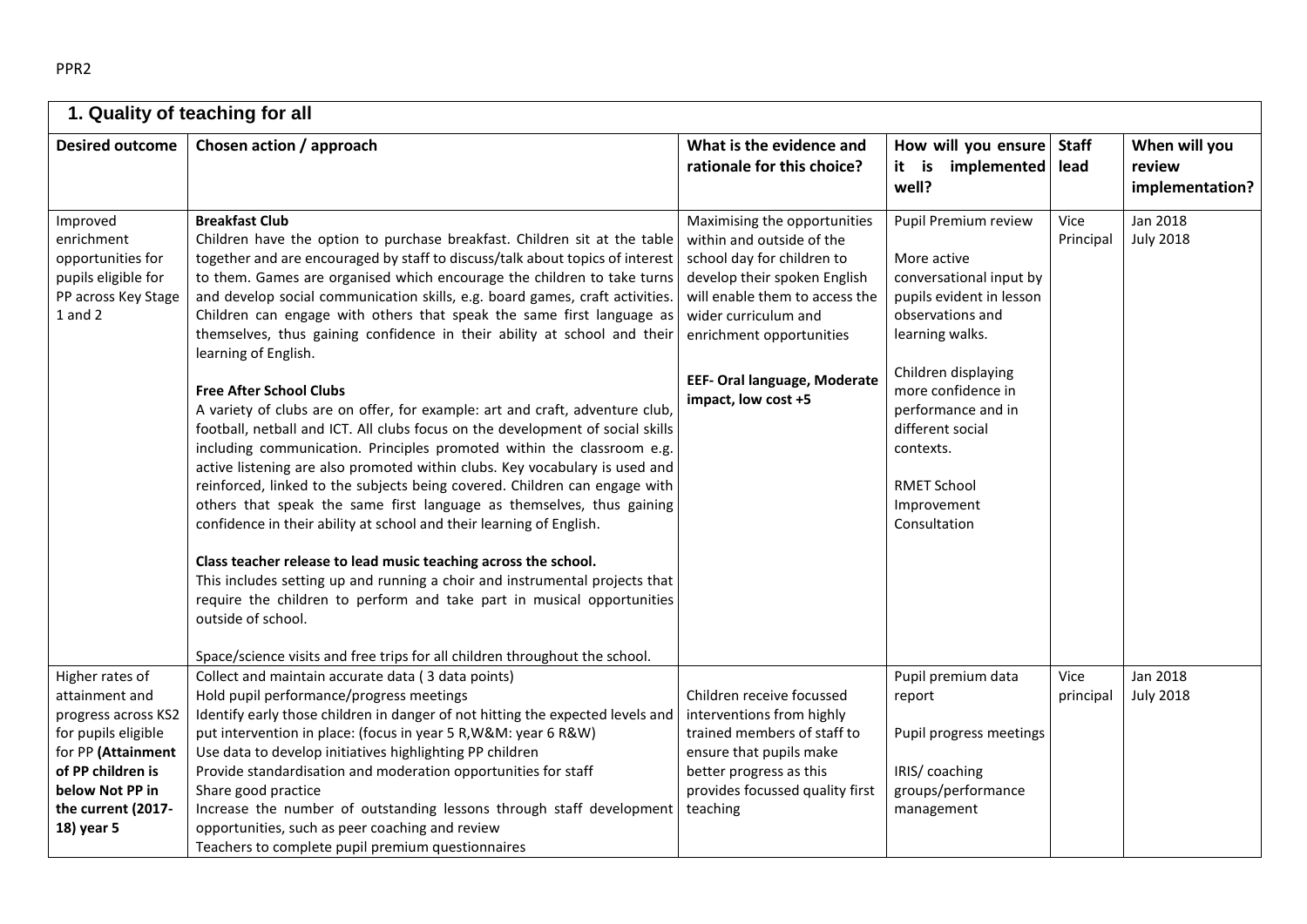PPR2

## 1. Quality of teaching for all

| Desired outcome | Chosen action / approach | What is the evidence and rationale for this choice? | How will you ensure it is implemented well? | Staff lead | When will you review implementation? |
|---|---|---|---|---|---|
| Improved enrichment opportunities for pupils eligible for PP across Key Stage 1 and 2 | **Breakfast Club**<br>Children have the option to purchase breakfast. Children sit at the table together and are encouraged by staff to discuss/talk about topics of interest to them. Games are organised which encourage the children to take turns and develop social communication skills, e.g. board games, craft activities. Children can engage with others that speak the same first language as themselves, thus gaining confidence in their ability at school and their learning of English.<br><br>**Free After School Clubs**<br>A variety of clubs are on offer, for example: art and craft, adventure club, football, netball and ICT. All clubs focus on the development of social skills including communication. Principles promoted within the classroom e.g. active listening are also promoted within clubs. Key vocabulary is used and reinforced, linked to the subjects being covered. Children can engage with others that speak the same first language as themselves, thus gaining confidence in their ability at school and their learning of English.<br><br>**Class teacher release to lead music teaching across the school.**<br>This includes setting up and running a choir and instrumental projects that require the children to perform and take part in musical opportunities outside of school.<br><br>Space/science visits and free trips for all children throughout the school. | Maximising the opportunities within and outside of the school day for children to develop their spoken English will enable them to access the wider curriculum and enrichment opportunities<br><br>**EEF- Oral language, Moderate impact, low cost +5** | Pupil Premium review<br><br>More active conversational input by pupils evident in lesson observations and learning walks.<br><br>Children displaying more confidence in performance and in different social contexts.<br><br>RMET School Improvement Consultation | Vice Principal | Jan 2018<br>July 2018 |
| Higher rates of attainment and progress across KS2 for pupils eligible for PP **(Attainment of PP children is below Not PP in the current (2017-18) year 5** | Collect and maintain accurate data ( 3 data points)<br>Hold pupil performance/progress meetings<br>Identify early those children in danger of not hitting the expected levels and put intervention in place: (focus in year 5 R,W&M: year 6 R&W)<br>Use data to develop initiatives highlighting PP children<br>Provide standardisation and moderation opportunities for staff<br>Share good practice<br>Increase the number of outstanding lessons through staff development opportunities, such as peer coaching and review<br>Teachers to complete pupil premium questionnaires | Children receive focussed interventions from highly trained members of staff to ensure that pupils make better progress as this provides focussed quality first teaching | Pupil premium data report<br><br>Pupil progress meetings<br><br>IRIS/ coaching groups/performance management | Vice principal | Jan 2018<br>July 2018 |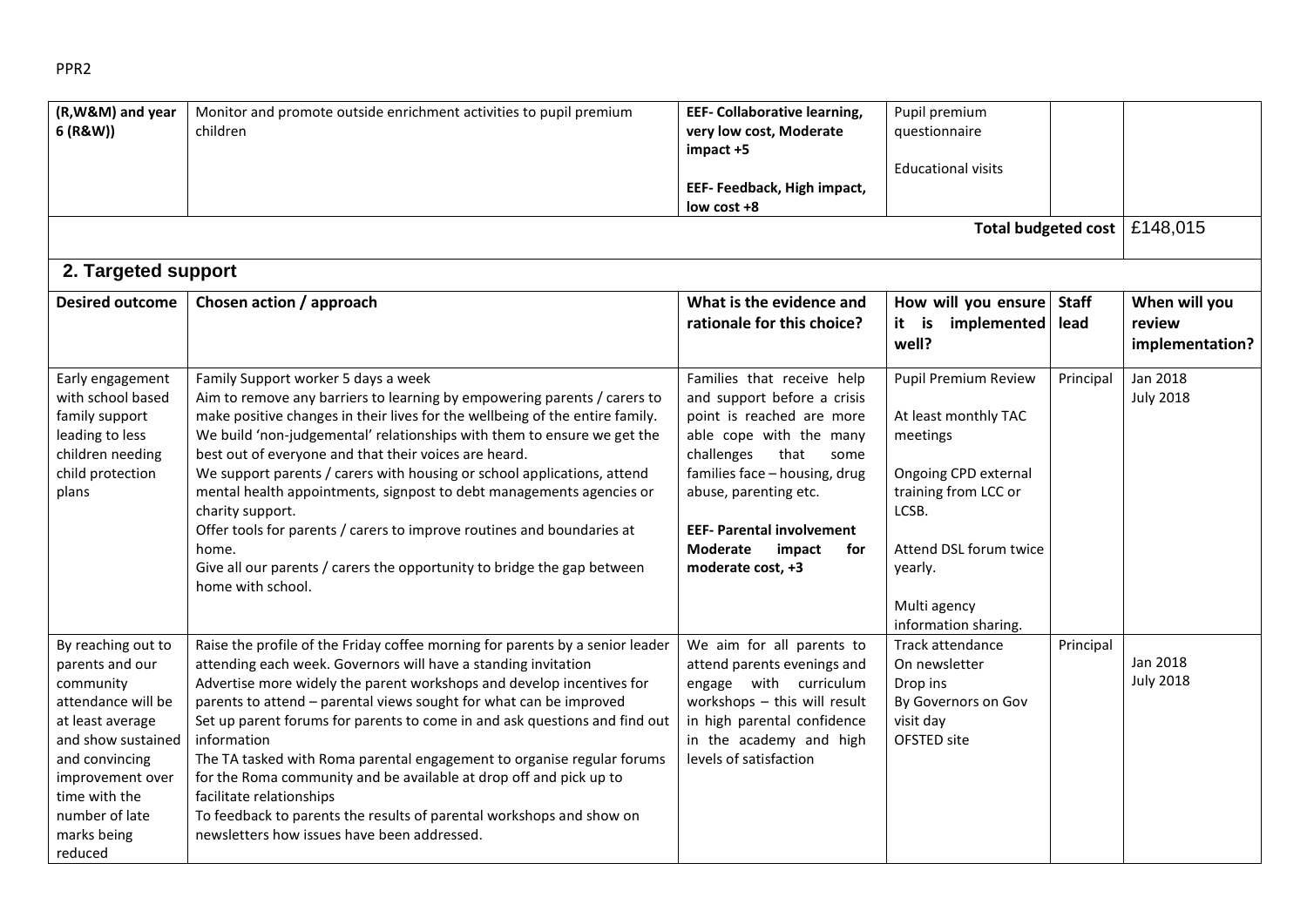| (R,W&M) and year 6 (R&W)) | Monitor and promote outside enrichment activities to pupil premium children | **EEF- Collaborative learning, very low cost, Moderate impact +5**<br><br>**EEF- Feedback, High impact, low cost +8** | Pupil premium questionnaire<br><br>Educational visits | | |
|---|---|---|---|---|---|
| | | | | **Total budgeted cost** | £148,015 |

## 2. Targeted support

| Desired outcome | Chosen action / approach | What is the evidence and rationale for this choice? | How will you ensure it is implemented well? | Staff lead | When will you review implementation? |
|---|---|---|---|---|---|
| Early engagement with school based family support leading to less children needing child protection plans | Family Support worker 5 days a week<br>Aim to remove any barriers to learning by empowering parents / carers to make positive changes in their lives for the wellbeing of the entire family. We build 'non-judgemental' relationships with them to ensure we get the best out of everyone and that their voices are heard.<br>We support parents / carers with housing or school applications, attend mental health appointments, signpost to debt managements agencies or charity support.<br>Offer tools for parents / carers to improve routines and boundaries at home.<br>Give all our parents / carers the opportunity to bridge the gap between home with school. | Families that receive help and support before a crisis point is reached are more able cope with the many challenges that some families face – housing, drug abuse, parenting etc.<br><br>**EEF- Parental involvement Moderate impact for moderate cost, +3** | Pupil Premium Review<br><br>At least monthly TAC meetings<br><br>Ongoing CPD external training from LCC or LCSB.<br><br>Attend DSL forum twice yearly.<br><br>Multi agency information sharing. | Principal | Jan 2018<br>July 2018 |
| By reaching out to parents and our community attendance will be at least average and show sustained and convincing improvement over time with the number of late marks being reduced | Raise the profile of the Friday coffee morning for parents by a senior leader attending each week. Governors will have a standing invitation<br>Advertise more widely the parent workshops and develop incentives for parents to attend – parental views sought for what can be improved<br>Set up parent forums for parents to come in and ask questions and find out information<br>The TA tasked with Roma parental engagement to organise regular forums for the Roma community and be available at drop off and pick up to facilitate relationships<br>To feedback to parents the results of parental workshops and show on newsletters how issues have been addressed. | We aim for all parents to attend parents evenings and engage with curriculum workshops – this will result in high parental confidence in the academy and high levels of satisfaction | Track attendance<br>On newsletter<br>Drop ins<br>By Governors on Gov visit day<br>OFSTED site | Principal | Jan 2018<br>July 2018 |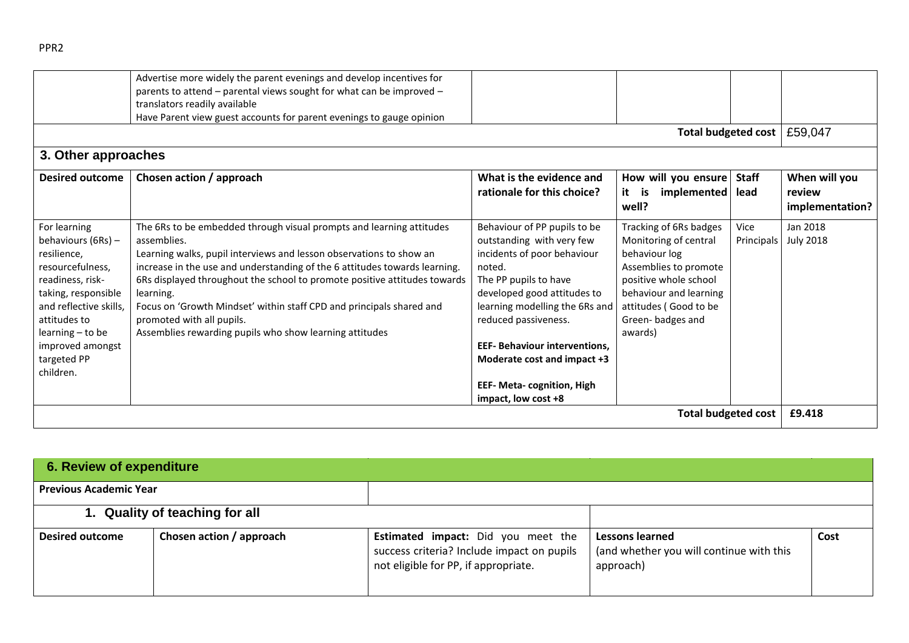| | | | | | |
|---|---|---|---|---|---|
| | Advertise more widely the parent evenings and develop incentives for parents to attend – parental views sought for what can be improved – translators readily available<br>Have Parent view guest accounts for parent evenings to gauge opinion | | | | |
| | | | | **Total budgeted cost** | £59,047 |

## 3. Other approaches

| Desired outcome | Chosen action / approach | What is the evidence and rationale for this choice? | How will you ensure it is implemented well? | Staff lead | When will you review implementation? |
|---|---|---|---|---|---|
| For learning behaviours (6Rs) – resilience, resourcefulness, readiness, risk-taking, responsible and reflective skills, attitudes to learning – to be improved amongst targeted PP children. | The 6Rs to be embedded through visual prompts and learning attitudes assemblies.<br>Learning walks, pupil interviews and lesson observations to show an increase in the use and understanding of the 6 attitudes towards learning.<br>6Rs displayed throughout the school to promote positive attitudes towards learning.<br>Focus on 'Growth Mindset' within staff CPD and principals shared and promoted with all pupils.<br>Assemblies rewarding pupils who show learning attitudes | Behaviour of PP pupils to be outstanding with very few incidents of poor behaviour noted.<br>The PP pupils to have developed good attitudes to learning modelling the 6Rs and reduced passiveness.<br><br>**EEF- Behaviour interventions, Moderate cost and impact +3**<br><br>**EEF- Meta- cognition, High impact, low cost +8** | Tracking of 6Rs badges<br>Monitoring of central behaviour log<br>Assemblies to promote positive whole school behaviour and learning attitudes ( Good to be Green- badges and awards) | Vice Principals | Jan 2018<br>July 2018 |
| | | | | **Total budgeted cost** | **£9.418** |

## 6. Review of expenditure

| | | | | |
|---|---|---|---|---|
| **Previous Academic Year** | | | | |
| **1. Quality of teaching for all** | | | | |
| **Desired outcome** | **Chosen action / approach** | **Estimated impact:** Did you meet the success criteria? Include impact on pupils not eligible for PP, if appropriate. | **Lessons learned**<br>(and whether you will continue with this approach) | **Cost** |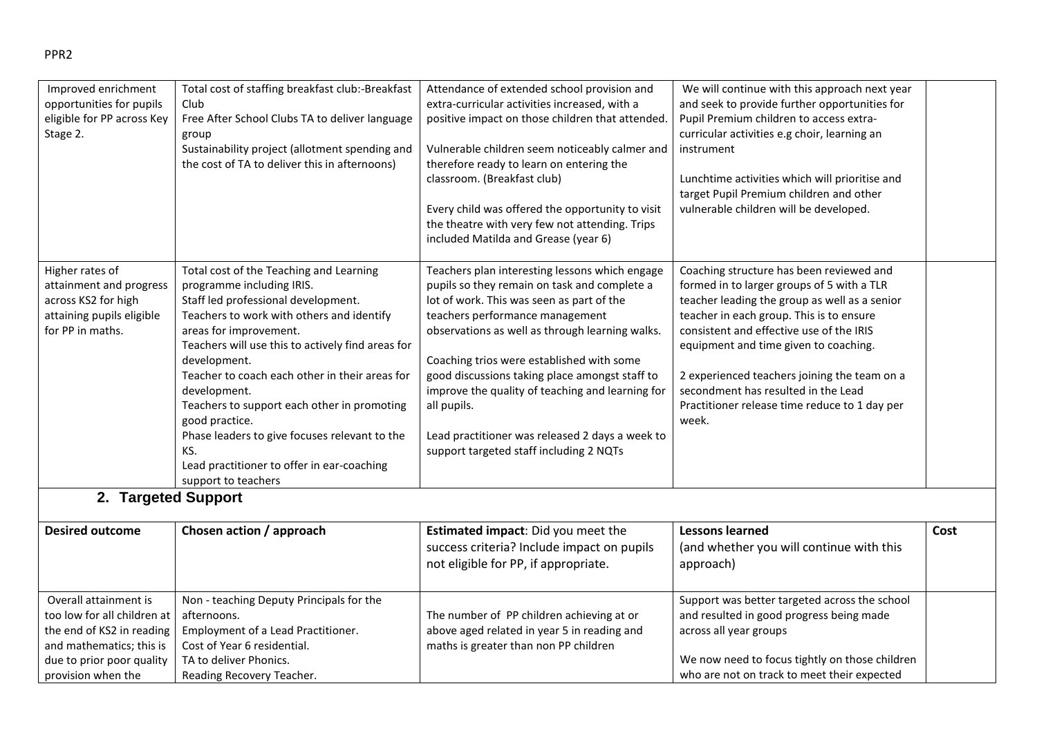PPR2

| | | | | |
|---|---|---|---|---|
| Improved enrichment opportunities for pupils eligible for PP across Key Stage 2. | Total cost of staffing breakfast club:-Breakfast Club<br>Free After School Clubs TA to deliver language group<br>Sustainability project (allotment spending and the cost of TA to deliver this in afternoons) | Attendance of extended school provision and extra-curricular activities increased, with a positive impact on those children that attended.<br><br>Vulnerable children seem noticeably calmer and therefore ready to learn on entering the classroom. (Breakfast club)<br><br>Every child was offered the opportunity to visit the theatre with very few not attending. Trips included Matilda and Grease (year 6) | We will continue with this approach next year and seek to provide further opportunities for Pupil Premium children to access extra-curricular activities e.g choir, learning an instrument<br><br>Lunchtime activities which will prioritise and target Pupil Premium children and other vulnerable children will be developed. | |
| Higher rates of attainment and progress across KS2 for high attaining pupils eligible for PP in maths. | Total cost of the Teaching and Learning programme including IRIS.<br>Staff led professional development.<br>Teachers to work with others and identify areas for improvement.<br>Teachers will use this to actively find areas for development.<br>Teacher to coach each other in their areas for development.<br>Teachers to support each other in promoting good practice.<br>Phase leaders to give focuses relevant to the KS.<br>Lead practitioner to offer in ear-coaching support to teachers | Teachers plan interesting lessons which engage pupils so they remain on task and complete a lot of work. This was seen as part of the teachers performance management observations as well as through learning walks.<br><br>Coaching trios were established with some good discussions taking place amongst staff to improve the quality of teaching and learning for all pupils.<br><br>Lead practitioner was released 2 days a week to support targeted staff including 2 NQTs | Coaching structure has been reviewed and formed in to larger groups of 5 with a TLR teacher leading the group as well as a senior teacher in each group. This is to ensure consistent and effective use of the IRIS equipment and time given to coaching.<br><br>2 experienced teachers joining the team on a secondment has resulted in the Lead Practitioner release time reduce to 1 day per week. | |

## 2. Targeted Support

| **Desired outcome** | **Chosen action / approach** | **Estimated impact**: Did you meet the success criteria? Include impact on pupils not eligible for PP, if appropriate. | **Lessons learned** (and whether you will continue with this approach) | **Cost** |
|---|---|---|---|---|
| Overall attainment is too low for all children at the end of KS2 in reading and mathematics; this is due to prior poor quality provision when the | Non - teaching Deputy Principals for the afternoons.<br>Employment of a Lead Practitioner.<br>Cost of Year 6 residential.<br>TA to deliver Phonics.<br>Reading Recovery Teacher. | The number of PP children achieving at or above aged related in year 5 in reading and maths is greater than non PP children | Support was better targeted across the school and resulted in good progress being made across all year groups<br><br>We now need to focus tightly on those children who are not on track to meet their expected | |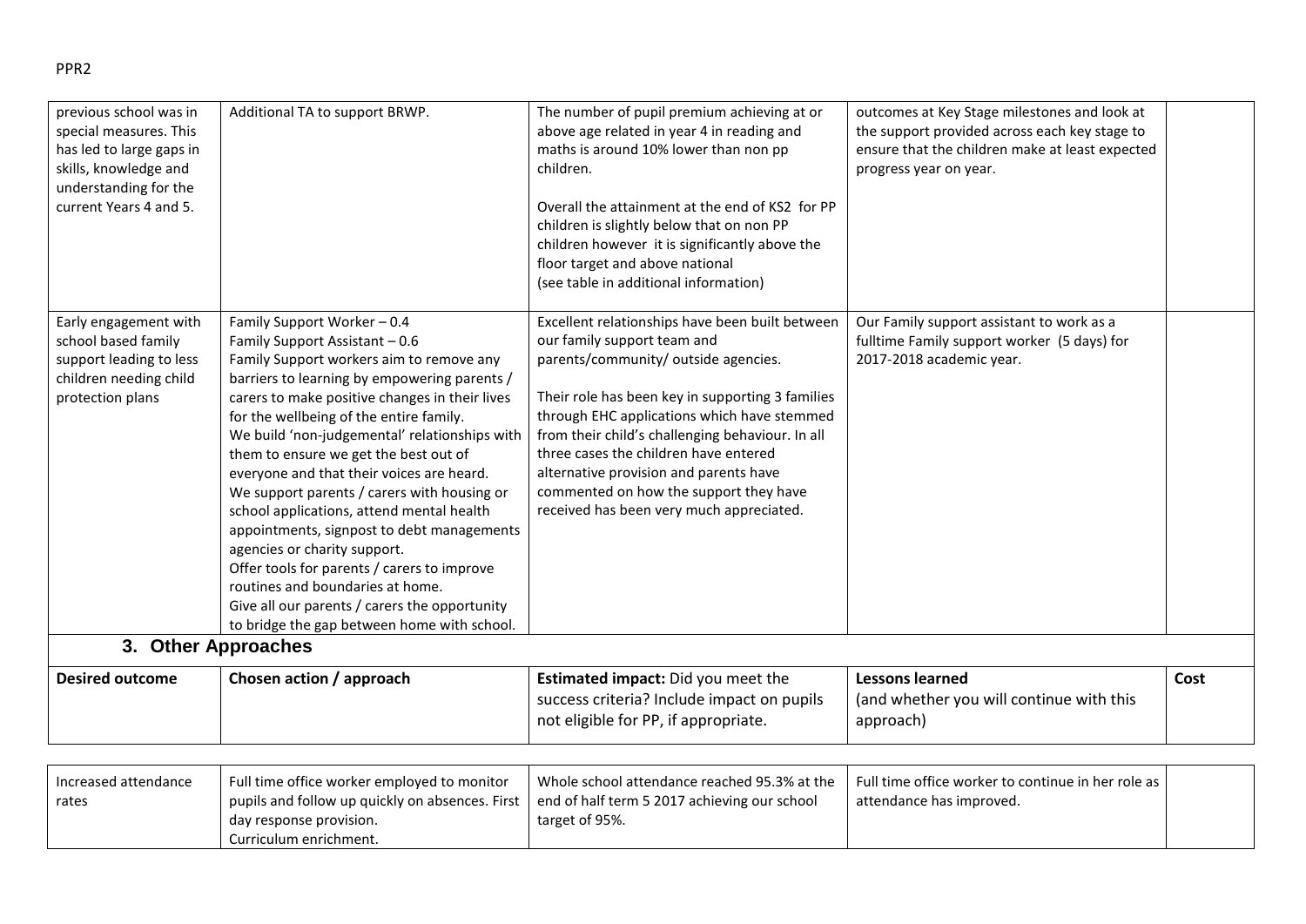| | | | | |
|---|---|---|---|---|
| previous school was in special measures. This has led to large gaps in skills, knowledge and understanding for the current Years 4 and 5. | Additional TA to support BRWP. | The number of pupil premium achieving at or above age related in year 4 in reading and maths is around 10% lower than non pp children.<br><br>Overall the attainment at the end of KS2 for PP children is slightly below that on non PP children however it is significantly above the floor target and above national (see table in additional information) | outcomes at Key Stage milestones and look at the support provided across each key stage to ensure that the children make at least expected progress year on year. | |
| Early engagement with school based family support leading to less children needing child protection plans | Family Support Worker – 0.4<br>Family Support Assistant – 0.6<br>Family Support workers aim to remove any barriers to learning by empowering parents / carers to make positive changes in their lives for the wellbeing of the entire family.<br>We build 'non-judgemental' relationships with them to ensure we get the best out of everyone and that their voices are heard.<br>We support parents / carers with housing or school applications, attend mental health appointments, signpost to debt managements agencies or charity support.<br>Offer tools for parents / carers to improve routines and boundaries at home.<br>Give all our parents / carers the opportunity to bridge the gap between home with school. | Excellent relationships have been built between our family support team and parents/community/ outside agencies.<br><br>Their role has been key in supporting 3 families through EHC applications which have stemmed from their child's challenging behaviour. In all three cases the children have entered alternative provision and parents have commented on how the support they have received has been very much appreciated. | Our Family support assistant to work as a fulltime Family support worker (5 days) for 2017-2018 academic year. | |

### 3. Other Approaches

| Desired outcome | Chosen action / approach | Estimated impact: Did you meet the success criteria? Include impact on pupils not eligible for PP, if appropriate. | Lessons learned (and whether you will continue with this approach) | Cost |
|---|---|---|---|---|
| Increased attendance rates | Full time office worker employed to monitor pupils and follow up quickly on absences. First day response provision.<br>Curriculum enrichment. | Whole school attendance reached 95.3% at the end of half term 5 2017 achieving our school target of 95%. | Full time office worker to continue in her role as attendance has improved. | |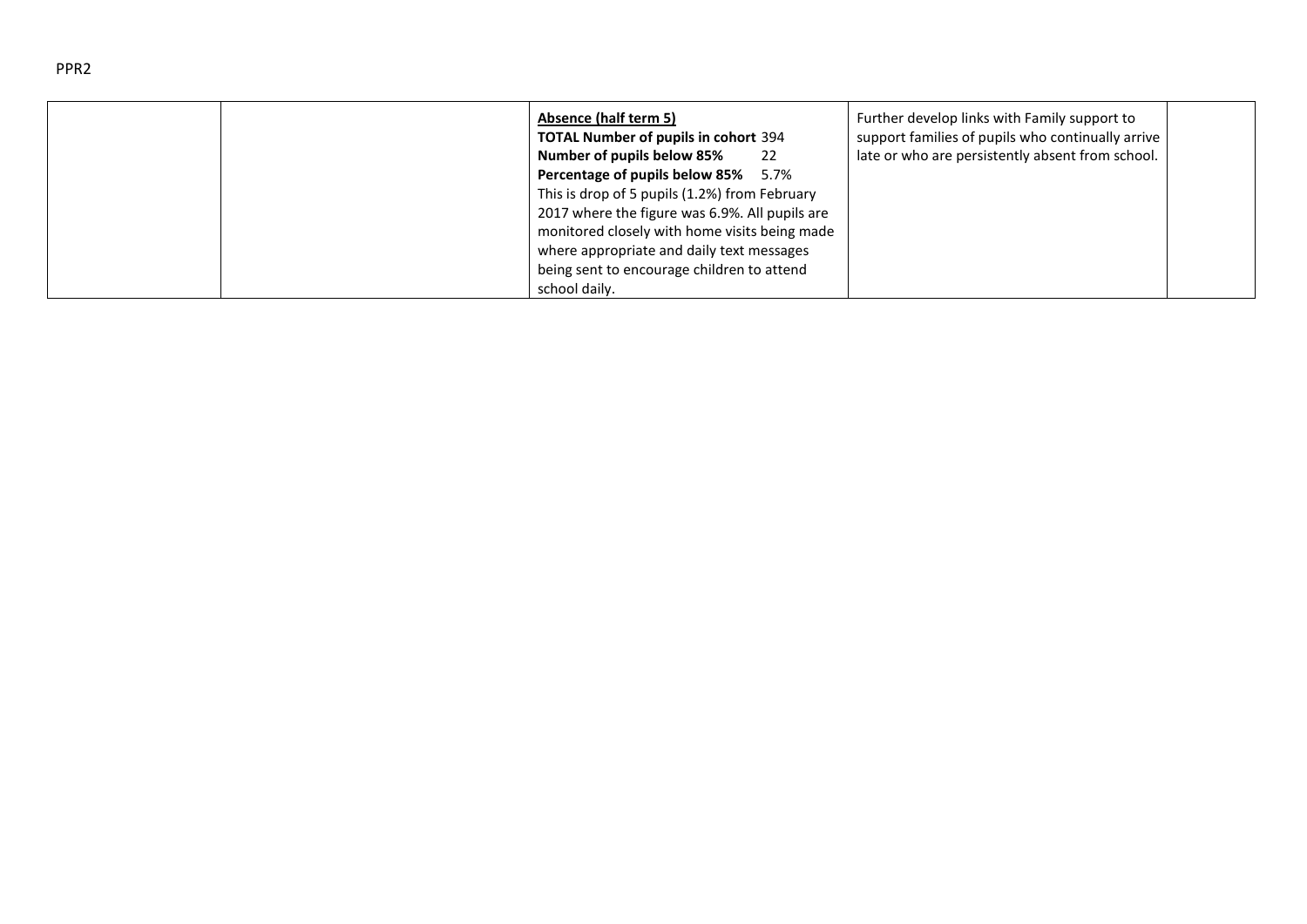PPR2

| | | | | |
|---|---|---|---|---|
| | | **Absence (half term 5)**<br>**TOTAL Number of pupils in cohort** 394<br>**Number of pupils below 85%** 22<br>**Percentage of pupils below 85%** 5.7%<br>This is drop of 5 pupils (1.2%) from February 2017 where the figure was 6.9%. All pupils are monitored closely with home visits being made where appropriate and daily text messages being sent to encourage children to attend school daily. | Further develop links with Family support to support families of pupils who continually arrive late or who are persistently absent from school. | |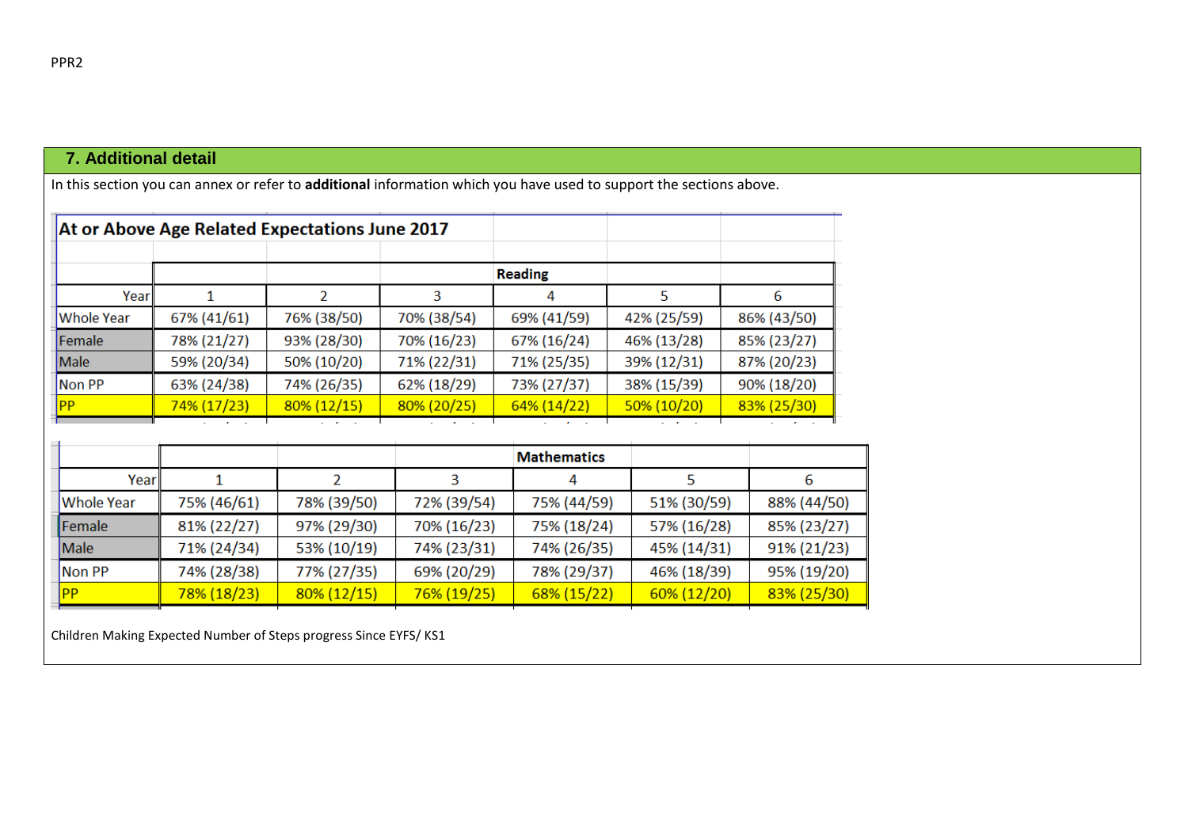## 7. Additional detail

In this section you can annex or refer to **additional** information which you have used to support the sections above.

**At or Above Age Related Expectations June 2017**

| | Reading | | | | | |
|---|---|---|---|---|---|---|
| Year | 1 | 2 | 3 | 4 | 5 | 6 |
| Whole Year | 67% (41/61) | 76% (38/50) | 70% (38/54) | 69% (41/59) | 42% (25/59) | 86% (43/50) |
| Female | 78% (21/27) | 93% (28/30) | 70% (16/23) | 67% (16/24) | 46% (13/28) | 85% (23/27) |
| Male | 59% (20/34) | 50% (10/20) | 71% (22/31) | 71% (25/35) | 39% (12/31) | 87% (20/23) |
| Non PP | 63% (24/38) | 74% (26/35) | 62% (18/29) | 73% (27/37) | 38% (15/39) | 90% (18/20) |
| PP | 74% (17/23) | 80% (12/15) | 80% (20/25) | 64% (14/22) | 50% (10/20) | 83% (25/30) |

| | Mathematics | | | | | |
|---|---|---|---|---|---|---|
| Year | 1 | 2 | 3 | 4 | 5 | 6 |
| Whole Year | 75% (46/61) | 78% (39/50) | 72% (39/54) | 75% (44/59) | 51% (30/59) | 88% (44/50) |
| Female | 81% (22/27) | 97% (29/30) | 70% (16/23) | 75% (18/24) | 57% (16/28) | 85% (23/27) |
| Male | 71% (24/34) | 53% (10/19) | 74% (23/31) | 74% (26/35) | 45% (14/31) | 91% (21/23) |
| Non PP | 74% (28/38) | 77% (27/35) | 69% (20/29) | 78% (29/37) | 46% (18/39) | 95% (19/20) |
| PP | 78% (18/23) | 80% (12/15) | 76% (19/25) | 68% (15/22) | 60% (12/20) | 83% (25/30) |

Children Making Expected Number of Steps progress Since EYFS/ KS1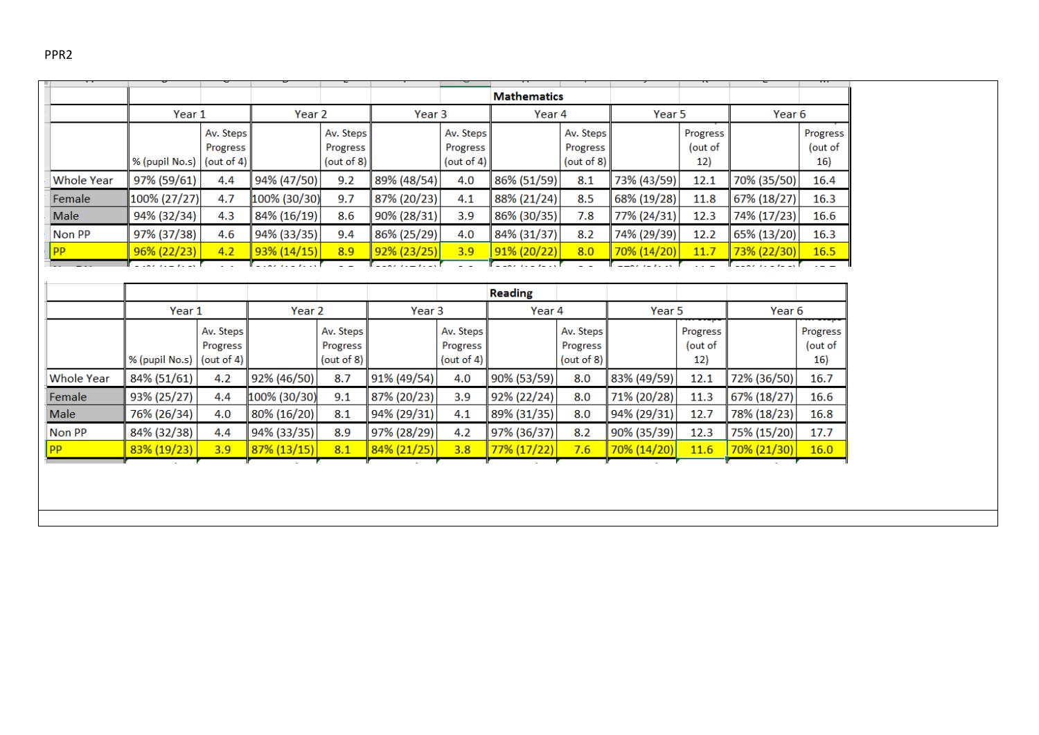PPR2

| | Mathematics | | | | | | | | | | | |
|---|---|---|---|---|---|---|---|---|---|---|---|---|
| | Year 1 | | Year 2 | | Year 3 | | Year 4 | | Year 5 | | Year 6 | |
| | % (pupil No.s) | Av. Steps Progress (out of 4) | | Av. Steps Progress (out of 8) | | Av. Steps Progress (out of 4) | | Av. Steps Progress (out of 8) | | Progress (out of 12) | | Progress (out of 16) |
| Whole Year | 97% (59/61) | 4.4 | 94% (47/50) | 9.2 | 89% (48/54) | 4.0 | 86% (51/59) | 8.1 | 73% (43/59) | 12.1 | 70% (35/50) | 16.4 |
| Female | 100% (27/27) | 4.7 | 100% (30/30) | 9.7 | 87% (20/23) | 4.1 | 88% (21/24) | 8.5 | 68% (19/28) | 11.8 | 67% (18/27) | 16.3 |
| Male | 94% (32/34) | 4.3 | 84% (16/19) | 8.6 | 90% (28/31) | 3.9 | 86% (30/35) | 7.8 | 77% (24/31) | 12.3 | 74% (17/23) | 16.6 |
| Non PP | 97% (37/38) | 4.6 | 94% (33/35) | 9.4 | 86% (25/29) | 4.0 | 84% (31/37) | 8.2 | 74% (29/39) | 12.2 | 65% (13/20) | 16.3 |
| PP | 96% (22/23) | 4.2 | 93% (14/15) | 8.9 | 92% (23/25) | 3.9 | 91% (20/22) | 8.0 | 70% (14/20) | 11.7 | 73% (22/30) | 16.5 |

| | Reading | | | | | | | | | | | |
|---|---|---|---|---|---|---|---|---|---|---|---|---|
| | Year 1 | | Year 2 | | Year 3 | | Year 4 | | Year 5 | | Year 6 | |
| | % (pupil No.s) | Av. Steps Progress (out of 4) | | Av. Steps Progress (out of 8) | | Av. Steps Progress (out of 4) | | Av. Steps Progress (out of 8) | | Progress (out of 12) | | Progress (out of 16) |
| Whole Year | 84% (51/61) | 4.2 | 92% (46/50) | 8.7 | 91% (49/54) | 4.0 | 90% (53/59) | 8.0 | 83% (49/59) | 12.1 | 72% (36/50) | 16.7 |
| Female | 93% (25/27) | 4.4 | 100% (30/30) | 9.1 | 87% (20/23) | 3.9 | 92% (22/24) | 8.0 | 71% (20/28) | 11.3 | 67% (18/27) | 16.6 |
| Male | 76% (26/34) | 4.0 | 80% (16/20) | 8.1 | 94% (29/31) | 4.1 | 89% (31/35) | 8.0 | 94% (29/31) | 12.7 | 78% (18/23) | 16.8 |
| Non PP | 84% (32/38) | 4.4 | 94% (33/35) | 8.9 | 97% (28/29) | 4.2 | 97% (36/37) | 8.2 | 90% (35/39) | 12.3 | 75% (15/20) | 17.7 |
| PP | 83% (19/23) | 3.9 | 87% (13/15) | 8.1 | 84% (21/25) | 3.8 | 77% (17/22) | 7.6 | 70% (14/20) | 11.6 | 70% (21/30) | 16.0 |